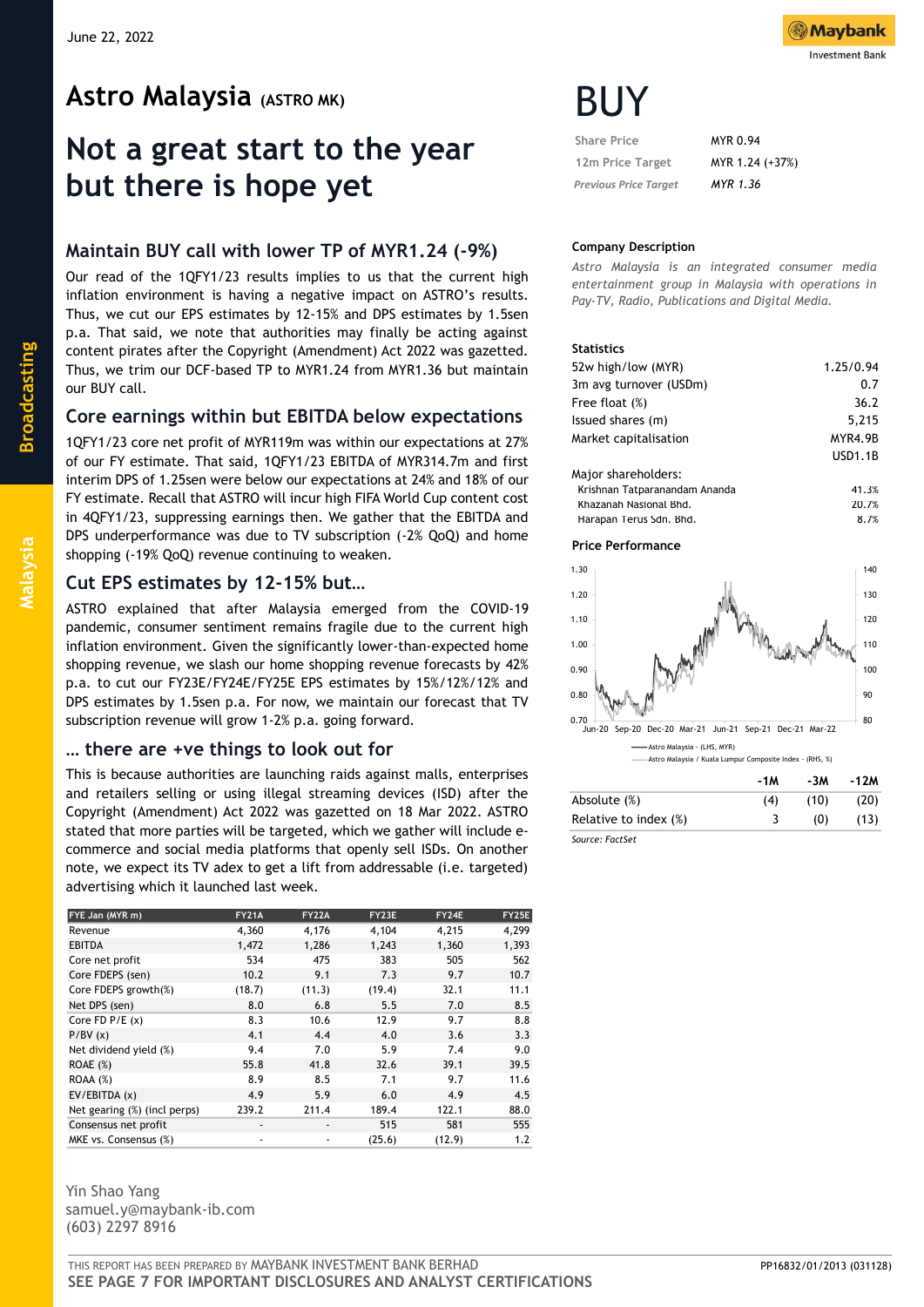June 22, 2022

# Astro Malaysia (ASTRO MK)

# Not a great start to the year but there is hope yet

# BUY

| | |
|---|---|
| Share Price | MYR 0.94 |
| 12m Price Target | MYR 1.24 (+37%) |
| *Previous Price Target* | *MYR 1.36* |

### Company Description

*Astro Malaysia is an integrated consumer media entertainment group in Malaysia with operations in Pay-TV, Radio, Publications and Digital Media.*

### Statistics

| | |
|---|---|
| 52w high/low (MYR) | 1.25/0.94 |
| 3m avg turnover (USDm) | 0.7 |
| Free float (%) | 36.2 |
| Issued shares (m) | 5,215 |
| Market capitalisation | MYR4.9B |
| | USD1.1B |
| Major shareholders: | |
| Krishnan Tatparanandam Ananda | 41.3% |
| Khazanah Nasional Bhd. | 20.7% |
| Harapan Terus Sdn. Bhd. | 8.7% |

### Price Performance

Astro Malaysia - (LHS, MYR)
Astro Malaysia / Kuala Lumpur Composite Index - (RHS, %)

| | -1M | -3M | -12M |
|---|---|---|---|
| Absolute (%) | (4) | (10) | (20) |
| Relative to index (%) | 3 | (0) | (13) |

*Source: FactSet*

## Maintain BUY call with lower TP of MYR1.24 (-9%)

Our read of the 1QFY1/23 results implies to us that the current high inflation environment is having a negative impact on ASTRO's results. Thus, we cut our EPS estimates by 12-15% and DPS estimates by 1.5sen p.a. That said, we note that authorities may finally be acting against content pirates after the Copyright (Amendment) Act 2022 was gazetted. Thus, we trim our DCF-based TP to MYR1.24 from MYR1.36 but maintain our BUY call.

## Core earnings within but EBITDA below expectations

1QFY1/23 core net profit of MYR119m was within our expectations at 27% of our FY estimate. That said, 1QFY1/23 EBITDA of MYR314.7m and first interim DPS of 1.25sen were below our expectations at 24% and 18% of our FY estimate. Recall that ASTRO will incur high FIFA World Cup content cost in 4QFY1/23, suppressing earnings then. We gather that the EBITDA and DPS underperformance was due to TV subscription (-2% QoQ) and home shopping (-19% QoQ) revenue continuing to weaken.

## Cut EPS estimates by 12-15% but…

ASTRO explained that after Malaysia emerged from the COVID-19 pandemic, consumer sentiment remains fragile due to the current high inflation environment. Given the significantly lower-than-expected home shopping revenue, we slash our home shopping revenue forecasts by 42% p.a. to cut our FY23E/FY24E/FY25E EPS estimates by 15%/12%/12% and DPS estimates by 1.5sen p.a. For now, we maintain our forecast that TV subscription revenue will grow 1-2% p.a. going forward.

## … there are +ve things to look out for

This is because authorities are launching raids against malls, enterprises and retailers selling or using illegal streaming devices (ISD) after the Copyright (Amendment) Act 2022 was gazetted on 18 Mar 2022. ASTRO stated that more parties will be targeted, which we gather will include e-commerce and social media platforms that openly sell ISDs. On another note, we expect its TV adex to get a lift from addressable (i.e. targeted) advertising which it launched last week.

| FYE Jan (MYR m) | FY21A | FY22A | FY23E | FY24E | FY25E |
|---|---|---|---|---|---|
| Revenue | 4,360 | 4,176 | 4,104 | 4,215 | 4,299 |
| EBITDA | 1,472 | 1,286 | 1,243 | 1,360 | 1,393 |
| Core net profit | 534 | 475 | 383 | 505 | 562 |
| Core FDEPS (sen) | 10.2 | 9.1 | 7.3 | 9.7 | 10.7 |
| Core FDEPS growth(%) | (18.7) | (11.3) | (19.4) | 32.1 | 11.1 |
| Net DPS (sen) | 8.0 | 6.8 | 5.5 | 7.0 | 8.5 |
| Core FD P/E (x) | 8.3 | 10.6 | 12.9 | 9.7 | 8.8 |
| P/BV (x) | 4.1 | 4.4 | 4.0 | 3.6 | 3.3 |
| Net dividend yield (%) | 9.4 | 7.0 | 5.9 | 7.4 | 9.0 |
| ROAE (%) | 55.8 | 41.8 | 32.6 | 39.1 | 39.5 |
| ROAA (%) | 8.9 | 8.5 | 7.1 | 9.7 | 11.6 |
| EV/EBITDA (x) | 4.9 | 5.9 | 6.0 | 4.9 | 4.5 |
| Net gearing (%) (incl perps) | 239.2 | 211.4 | 189.4 | 122.1 | 88.0 |
| Consensus net profit | - | - | 515 | 581 | 555 |
| MKE vs. Consensus (%) | - | - | (25.6) | (12.9) | 1.2 |

Yin Shao Yang
samuel.y@maybank-ib.com
(603) 2297 8916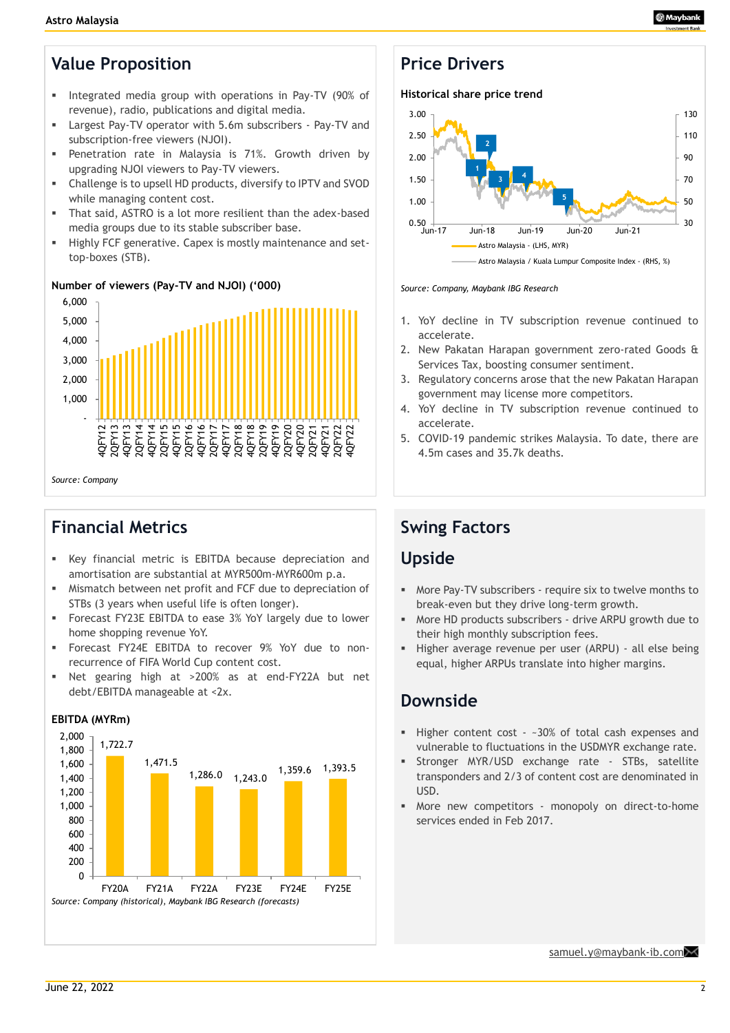## Value Proposition

- Integrated media group with operations in Pay-TV (90% of revenue), radio, publications and digital media.
- Largest Pay-TV operator with 5.6m subscribers - Pay-TV and subscription-free viewers (NJOI).
- Penetration rate in Malaysia is 71%. Growth driven by upgrading NJOI viewers to Pay-TV viewers.
- Challenge is to upsell HD products, diversify to IPTV and SVOD while managing content cost.
- That said, ASTRO is a lot more resilient than the adex-based media groups due to its stable subscriber base.
- Highly FCF generative. Capex is mostly maintenance and set-top-boxes (STB).

**Number of viewers (Pay-TV and NJOI) ('000)**

*Source: Company*

## Price Drivers

**Historical share price trend**

*Source: Company, Maybank IBG Research*

1. YoY decline in TV subscription revenue continued to accelerate.
2. New Pakatan Harapan government zero-rated Goods & Services Tax, boosting consumer sentiment.
3. Regulatory concerns arose that the new Pakatan Harapan government may license more competitors.
4. YoY decline in TV subscription revenue continued to accelerate.
5. COVID-19 pandemic strikes Malaysia. To date, there are 4.5m cases and 35.7k deaths.

## Financial Metrics

- Key financial metric is EBITDA because depreciation and amortisation are substantial at MYR500m-MYR600m p.a.
- Mismatch between net profit and FCF due to depreciation of STBs (3 years when useful life is often longer).
- Forecast FY23E EBITDA to ease 3% YoY largely due to lower home shopping revenue YoY.
- Forecast FY24E EBITDA to recover 9% YoY due to non-recurrence of FIFA World Cup content cost.
- Net gearing high at >200% as at end-FY22A but net debt/EBITDA manageable at <2x.

**EBITDA (MYRm)**

| FY20A | FY21A | FY22A | FY23E | FY24E | FY25E |
|---|---|---|---|---|---|
| 1,722.7 | 1,471.5 | 1,286.0 | 1,243.0 | 1,359.6 | 1,393.5 |

*Source: Company (historical), Maybank IBG Research (forecasts)*

## Swing Factors

### Upside

- More Pay-TV subscribers - require six to twelve months to break-even but they drive long-term growth.
- More HD products subscribers - drive ARPU growth due to their high monthly subscription fees.
- Higher average revenue per user (ARPU) - all else being equal, higher ARPUs translate into higher margins.

### Downside

- Higher content cost - ~30% of total cash expenses and vulnerable to fluctuations in the USDMYR exchange rate.
- Stronger MYR/USD exchange rate - STBs, satellite transponders and 2/3 of content cost are denominated in USD.
- More new competitors - monopoly on direct-to-home services ended in Feb 2017.

samuel.y@maybank-ib.com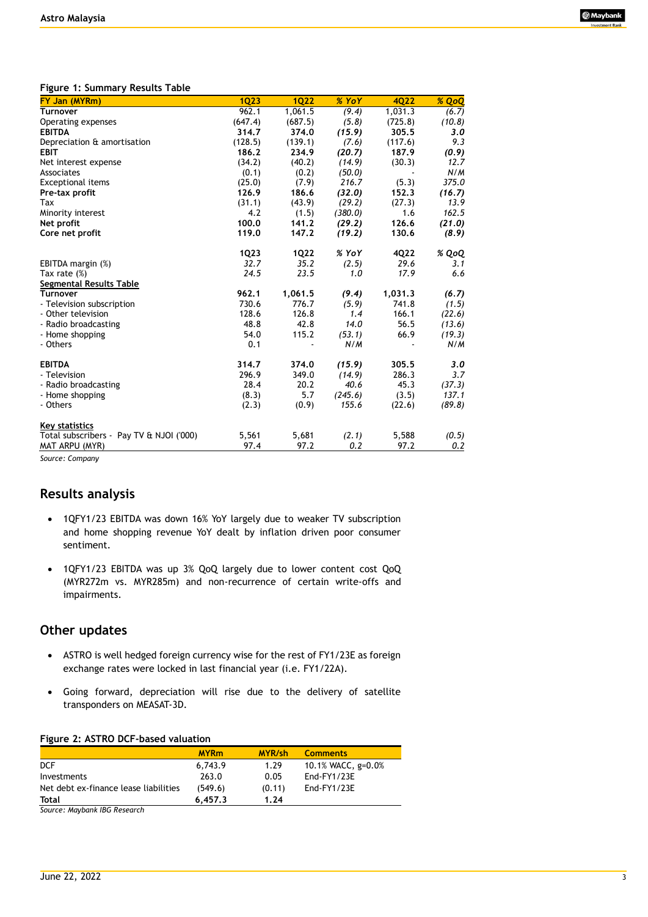**Figure 1: Summary Results Table**

| FY Jan (MYRm) | 1Q23 | 1Q22 | % YoY | 4Q22 | % QoQ |
|---|---|---|---|---|---|
| **Turnover** | 962.1 | 1,061.5 | *(9.4)* | 1,031.3 | *(6.7)* |
| Operating expenses | (647.4) | (687.5) | *(5.8)* | (725.8) | *(10.8)* |
| **EBITDA** | **314.7** | **374.0** | ***(15.9)*** | **305.5** | ***3.0*** |
| Depreciation & amortisation | (128.5) | (139.1) | *(7.6)* | (117.6) | *9.3* |
| **EBIT** | **186.2** | **234.9** | ***(20.7)*** | **187.9** | ***(0.9)*** |
| Net interest expense | (34.2) | (40.2) | *(14.9)* | (30.3) | *12.7* |
| Associates | (0.1) | (0.2) | *(50.0)* | - | *N/M* |
| Exceptional items | (25.0) | (7.9) | *216.7* | (5.3) | *375.0* |
| **Pre-tax profit** | **126.9** | **186.6** | ***(32.0)*** | **152.3** | ***(16.7)*** |
| Tax | (31.1) | (43.9) | *(29.2)* | (27.3) | *13.9* |
| Minority interest | 4.2 | (1.5) | *(380.0)* | 1.6 | *162.5* |
| **Net profit** | **100.0** | **141.2** | ***(29.2)*** | **126.6** | ***(21.0)*** |
| **Core net profit** | **119.0** | **147.2** | ***(19.2)*** | **130.6** | ***(8.9)*** |
| | **1Q23** | **1Q22** | ***% YoY*** | **4Q22** | ***% QoQ*** |
| EBITDA margin (%) | *32.7* | *35.2* | *(2.5)* | *29.6* | *3.1* |
| Tax rate (%) | *24.5* | *23.5* | *1.0* | *17.9* | *6.6* |
| <u>**Segmental Results Table**</u> | | | | | |
| **Turnover** | **962.1** | **1,061.5** | ***(9.4)*** | **1,031.3** | ***(6.7)*** |
| - Television subscription | 730.6 | 776.7 | *(5.9)* | 741.8 | *(1.5)* |
| - Other television | 128.6 | 126.8 | *1.4* | 166.1 | *(22.6)* |
| - Radio broadcasting | 48.8 | 42.8 | *14.0* | 56.5 | *(13.6)* |
| - Home shopping | 54.0 | 115.2 | *(53.1)* | 66.9 | *(19.3)* |
| - Others | 0.1 | - | *N/M* | - | *N/M* |
| **EBITDA** | **314.7** | **374.0** | ***(15.9)*** | **305.5** | ***3.0*** |
| - Television | 296.9 | 349.0 | *(14.9)* | 286.3 | *3.7* |
| - Radio broadcasting | 28.4 | 20.2 | *40.6* | 45.3 | *(37.3)* |
| - Home shopping | (8.3) | 5.7 | *(245.6)* | (3.5) | *137.1* |
| - Others | (2.3) | (0.9) | *155.6* | (22.6) | *(89.8)* |
| <u>**Key statistics**</u> | | | | | |
| Total subscribers - Pay TV & NJOI ('000) | 5,561 | 5,681 | *(2.1)* | 5,588 | *(0.5)* |
| MAT ARPU (MYR) | 97.4 | 97.2 | *0.2* | 97.2 | *0.2* |

*Source: Company*

## Results analysis

- 1QFY1/23 EBITDA was down 16% YoY largely due to weaker TV subscription and home shopping revenue YoY dealt by inflation driven poor consumer sentiment.
- 1QFY1/23 EBITDA was up 3% QoQ largely due to lower content cost QoQ (MYR272m vs. MYR285m) and non-recurrence of certain write-offs and impairments.

## Other updates

- ASTRO is well hedged foreign currency wise for the rest of FY1/23E as foreign exchange rates were locked in last financial year (i.e. FY1/22A).
- Going forward, depreciation will rise due to the delivery of satellite transponders on MEASAT-3D.

**Figure 2: ASTRO DCF-based valuation**

| | MYRm | MYR/sh | Comments |
|---|---|---|---|
| DCF | 6,743.9 | 1.29 | 10.1% WACC, g=0.0% |
| Investments | 263.0 | 0.05 | End-FY1/23E |
| Net debt ex-finance lease liabilities | (549.6) | (0.11) | End-FY1/23E |
| **Total** | **6,457.3** | **1.24** | |

*Source: Maybank IBG Research*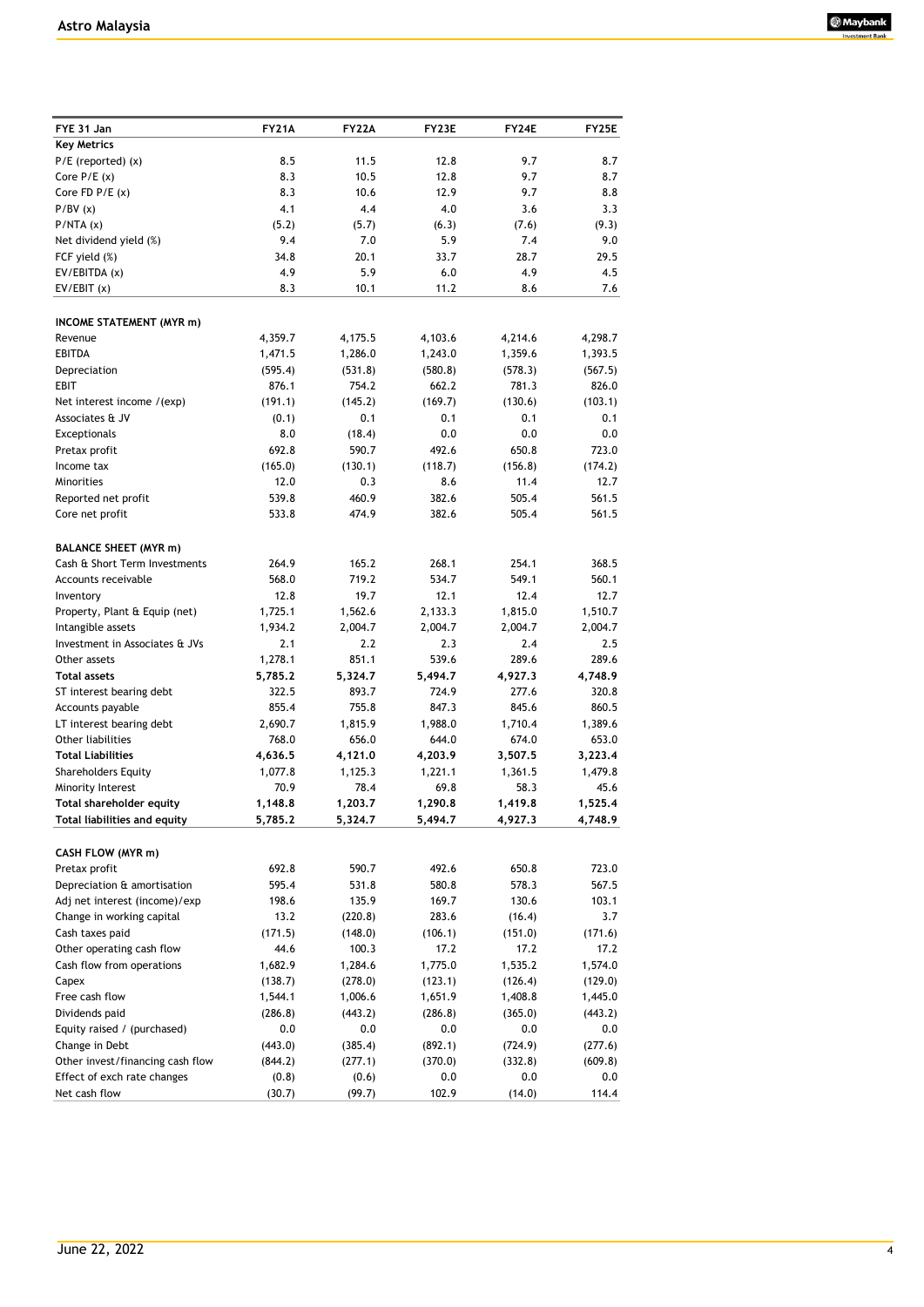| FYE 31 Jan | FY21A | FY22A | FY23E | FY24E | FY25E |
|---|---|---|---|---|---|
| **Key Metrics** | | | | | |
| P/E (reported) (x) | 8.5 | 11.5 | 12.8 | 9.7 | 8.7 |
| Core P/E (x) | 8.3 | 10.5 | 12.8 | 9.7 | 8.7 |
| Core FD P/E (x) | 8.3 | 10.6 | 12.9 | 9.7 | 8.8 |
| P/BV (x) | 4.1 | 4.4 | 4.0 | 3.6 | 3.3 |
| P/NTA (x) | (5.2) | (5.7) | (6.3) | (7.6) | (9.3) |
| Net dividend yield (%) | 9.4 | 7.0 | 5.9 | 7.4 | 9.0 |
| FCF yield (%) | 34.8 | 20.1 | 33.7 | 28.7 | 29.5 |
| EV/EBITDA (x) | 4.9 | 5.9 | 6.0 | 4.9 | 4.5 |
| EV/EBIT (x) | 8.3 | 10.1 | 11.2 | 8.6 | 7.6 |
| | | | | | |
| **INCOME STATEMENT (MYR m)** | | | | | |
| Revenue | 4,359.7 | 4,175.5 | 4,103.6 | 4,214.6 | 4,298.7 |
| EBITDA | 1,471.5 | 1,286.0 | 1,243.0 | 1,359.6 | 1,393.5 |
| Depreciation | (595.4) | (531.8) | (580.8) | (578.3) | (567.5) |
| EBIT | 876.1 | 754.2 | 662.2 | 781.3 | 826.0 |
| Net interest income /(exp) | (191.1) | (145.2) | (169.7) | (130.6) | (103.1) |
| Associates & JV | (0.1) | 0.1 | 0.1 | 0.1 | 0.1 |
| Exceptionals | 8.0 | (18.4) | 0.0 | 0.0 | 0.0 |
| Pretax profit | 692.8 | 590.7 | 492.6 | 650.8 | 723.0 |
| Income tax | (165.0) | (130.1) | (118.7) | (156.8) | (174.2) |
| Minorities | 12.0 | 0.3 | 8.6 | 11.4 | 12.7 |
| Reported net profit | 539.8 | 460.9 | 382.6 | 505.4 | 561.5 |
| Core net profit | 533.8 | 474.9 | 382.6 | 505.4 | 561.5 |
| | | | | | |
| **BALANCE SHEET (MYR m)** | | | | | |
| Cash & Short Term Investments | 264.9 | 165.2 | 268.1 | 254.1 | 368.5 |
| Accounts receivable | 568.0 | 719.2 | 534.7 | 549.1 | 560.1 |
| Inventory | 12.8 | 19.7 | 12.1 | 12.4 | 12.7 |
| Property, Plant & Equip (net) | 1,725.1 | 1,562.6 | 2,133.3 | 1,815.0 | 1,510.7 |
| Intangible assets | 1,934.2 | 2,004.7 | 2,004.7 | 2,004.7 | 2,004.7 |
| Investment in Associates & JVs | 2.1 | 2.2 | 2.3 | 2.4 | 2.5 |
| Other assets | 1,278.1 | 851.1 | 539.6 | 289.6 | 289.6 |
| **Total assets** | **5,785.2** | **5,324.7** | **5,494.7** | **4,927.3** | **4,748.9** |
| ST interest bearing debt | 322.5 | 893.7 | 724.9 | 277.6 | 320.8 |
| Accounts payable | 855.4 | 755.8 | 847.3 | 845.6 | 860.5 |
| LT interest bearing debt | 2,690.7 | 1,815.9 | 1,988.0 | 1,710.4 | 1,389.6 |
| Other liabilities | 768.0 | 656.0 | 644.0 | 674.0 | 653.0 |
| **Total Liabilities** | **4,636.5** | **4,121.0** | **4,203.9** | **3,507.5** | **3,223.4** |
| Shareholders Equity | 1,077.8 | 1,125.3 | 1,221.1 | 1,361.5 | 1,479.8 |
| Minority Interest | 70.9 | 78.4 | 69.8 | 58.3 | 45.6 |
| **Total shareholder equity** | **1,148.8** | **1,203.7** | **1,290.8** | **1,419.8** | **1,525.4** |
| **Total liabilities and equity** | **5,785.2** | **5,324.7** | **5,494.7** | **4,927.3** | **4,748.9** |
| | | | | | |
| **CASH FLOW (MYR m)** | | | | | |
| Pretax profit | 692.8 | 590.7 | 492.6 | 650.8 | 723.0 |
| Depreciation & amortisation | 595.4 | 531.8 | 580.8 | 578.3 | 567.5 |
| Adj net interest (income)/exp | 198.6 | 135.9 | 169.7 | 130.6 | 103.1 |
| Change in working capital | 13.2 | (220.8) | 283.6 | (16.4) | 3.7 |
| Cash taxes paid | (171.5) | (148.0) | (106.1) | (151.0) | (171.6) |
| Other operating cash flow | 44.6 | 100.3 | 17.2 | 17.2 | 17.2 |
| Cash flow from operations | 1,682.9 | 1,284.6 | 1,775.0 | 1,535.2 | 1,574.0 |
| Capex | (138.7) | (278.0) | (123.1) | (126.4) | (129.0) |
| Free cash flow | 1,544.1 | 1,006.6 | 1,651.9 | 1,408.8 | 1,445.0 |
| Dividends paid | (286.8) | (443.2) | (286.8) | (365.0) | (443.2) |
| Equity raised / (purchased) | 0.0 | 0.0 | 0.0 | 0.0 | 0.0 |
| Change in Debt | (443.0) | (385.4) | (892.1) | (724.9) | (277.6) |
| Other invest/financing cash flow | (844.2) | (277.1) | (370.0) | (332.8) | (609.8) |
| Effect of exch rate changes | (0.8) | (0.6) | 0.0 | 0.0 | 0.0 |
| Net cash flow | (30.7) | (99.7) | 102.9 | (14.0) | 114.4 |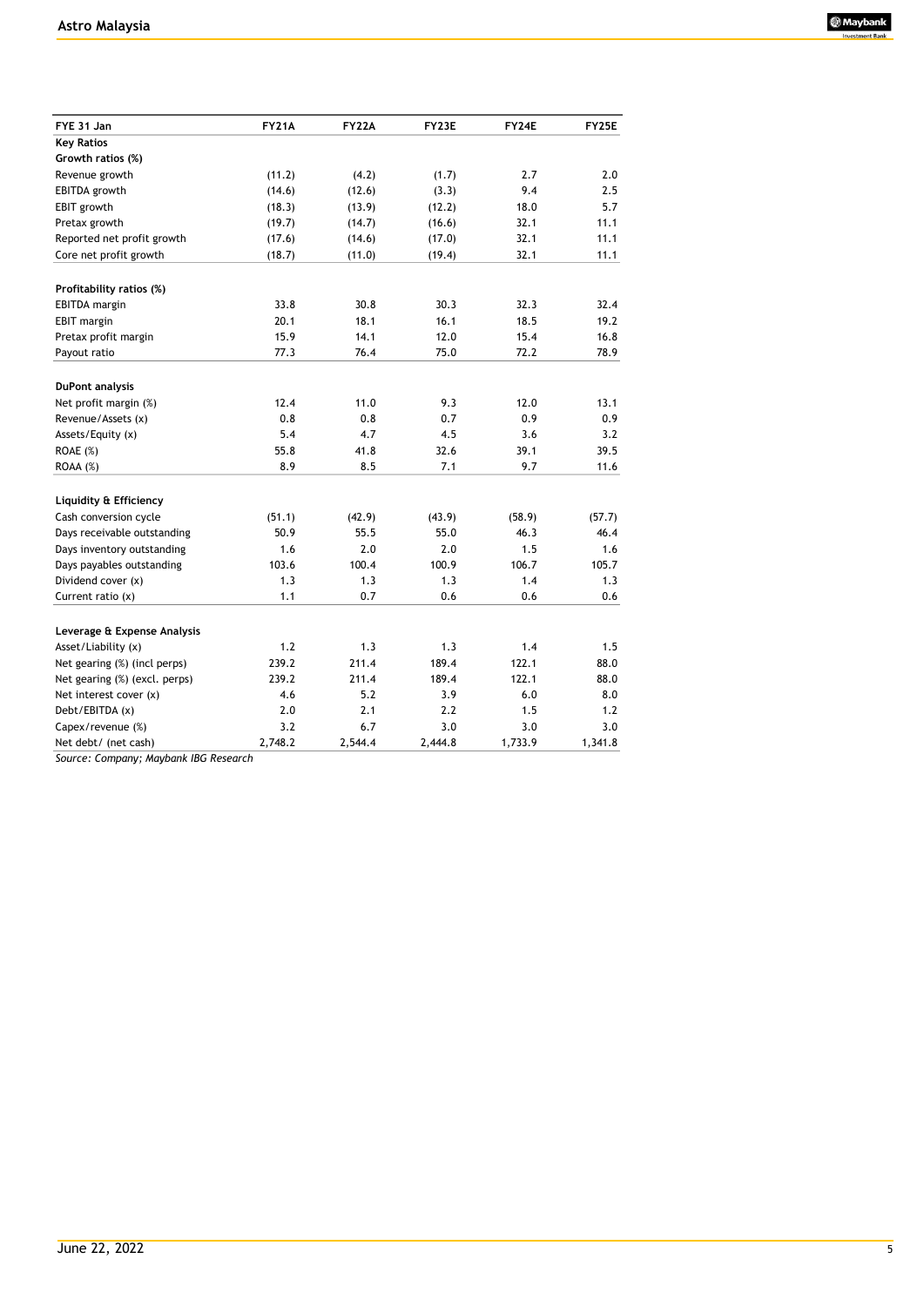| FYE 31 Jan | FY21A | FY22A | FY23E | FY24E | FY25E |
|---|---|---|---|---|---|
| **Key Ratios** | | | | | |
| **Growth ratios (%)** | | | | | |
| Revenue growth | (11.2) | (4.2) | (1.7) | 2.7 | 2.0 |
| EBITDA growth | (14.6) | (12.6) | (3.3) | 9.4 | 2.5 |
| EBIT growth | (18.3) | (13.9) | (12.2) | 18.0 | 5.7 |
| Pretax growth | (19.7) | (14.7) | (16.6) | 32.1 | 11.1 |
| Reported net profit growth | (17.6) | (14.6) | (17.0) | 32.1 | 11.1 |
| Core net profit growth | (18.7) | (11.0) | (19.4) | 32.1 | 11.1 |
| | | | | | |
| **Profitability ratios (%)** | | | | | |
| EBITDA margin | 33.8 | 30.8 | 30.3 | 32.3 | 32.4 |
| EBIT margin | 20.1 | 18.1 | 16.1 | 18.5 | 19.2 |
| Pretax profit margin | 15.9 | 14.1 | 12.0 | 15.4 | 16.8 |
| Payout ratio | 77.3 | 76.4 | 75.0 | 72.2 | 78.9 |
| | | | | | |
| **DuPont analysis** | | | | | |
| Net profit margin (%) | 12.4 | 11.0 | 9.3 | 12.0 | 13.1 |
| Revenue/Assets (x) | 0.8 | 0.8 | 0.7 | 0.9 | 0.9 |
| Assets/Equity (x) | 5.4 | 4.7 | 4.5 | 3.6 | 3.2 |
| ROAE (%) | 55.8 | 41.8 | 32.6 | 39.1 | 39.5 |
| ROAA (%) | 8.9 | 8.5 | 7.1 | 9.7 | 11.6 |
| | | | | | |
| **Liquidity & Efficiency** | | | | | |
| Cash conversion cycle | (51.1) | (42.9) | (43.9) | (58.9) | (57.7) |
| Days receivable outstanding | 50.9 | 55.5 | 55.0 | 46.3 | 46.4 |
| Days inventory outstanding | 1.6 | 2.0 | 2.0 | 1.5 | 1.6 |
| Days payables outstanding | 103.6 | 100.4 | 100.9 | 106.7 | 105.7 |
| Dividend cover (x) | 1.3 | 1.3 | 1.3 | 1.4 | 1.3 |
| Current ratio (x) | 1.1 | 0.7 | 0.6 | 0.6 | 0.6 |
| | | | | | |
| **Leverage & Expense Analysis** | | | | | |
| Asset/Liability (x) | 1.2 | 1.3 | 1.3 | 1.4 | 1.5 |
| Net gearing (%) (incl perps) | 239.2 | 211.4 | 189.4 | 122.1 | 88.0 |
| Net gearing (%) (excl. perps) | 239.2 | 211.4 | 189.4 | 122.1 | 88.0 |
| Net interest cover (x) | 4.6 | 5.2 | 3.9 | 6.0 | 8.0 |
| Debt/EBITDA (x) | 2.0 | 2.1 | 2.2 | 1.5 | 1.2 |
| Capex/revenue (%) | 3.2 | 6.7 | 3.0 | 3.0 | 3.0 |
| Net debt/ (net cash) | 2,748.2 | 2,544.4 | 2,444.8 | 1,733.9 | 1,341.8 |

*Source: Company; Maybank IBG Research*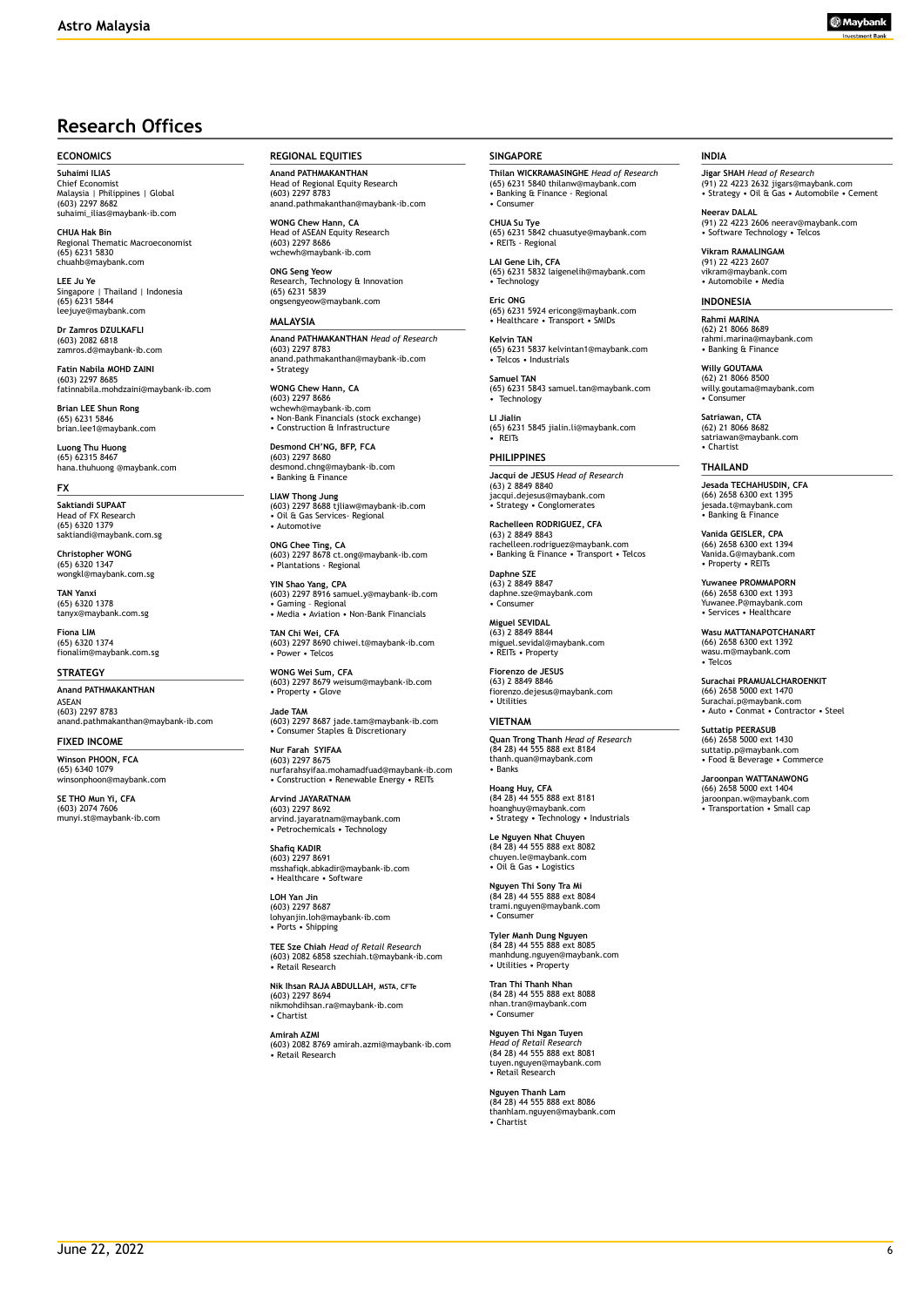# Research Offices

## ECONOMICS

**Suhaimi ILIAS**
Chief Economist
Malaysia | Philippines | Global
(603) 2297 8682
suhaimi_ilias@maybank-ib.com

**CHUA Hak Bin**
Regional Thematic Macroeconomist
(65) 6231 5830
chuahb@maybank.com

**LEE Ju Ye**
Singapore | Thailand | Indonesia
(65) 6231 5844
leejuye@maybank.com

**Dr Zamros DZULKAFLI**
(603) 2082 6818
zamros.d@maybank-ib.com

**Fatin Nabila MOHD ZAINI**
(603) 2297 8685
fatinnabila.mohdzaini@maybank-ib.com

**Brian LEE Shun Rong**
(65) 6231 5846
brian.lee1@maybank.com

**Luong Thu Huong**
(65) 62315 8467
hana.thuhuong @maybank.com

## FX

**Saktiandi SUPAAT**
Head of FX Research
(65) 6320 1379
saktiandi@maybank.com.sg

**Christopher WONG**
(65) 6320 1347
wongkl@maybank.com.sg

**TAN Yanxi**
(65) 6320 1378
tanyx@maybank.com.sg

**Fiona LIM**
(65) 6320 1374
fionalim@maybank.com.sg

## STRATEGY

**Anand PATHMAKANTHAN**
ASEAN
(603) 2297 8783
anand.pathmakanthan@maybank-ib.com

## FIXED INCOME

**Winson PHOON, FCA**
(65) 6340 1079
winsonphoon@maybank.com

**SE THO Mun Yi, CFA**
(603) 2074 7606
munyi.st@maybank-ib.com

## REGIONAL EQUITIES

**Anand PATHMAKANTHAN**
Head of Regional Equity Research
(603) 2297 8783
anand.pathmakanthan@maybank-ib.com

**WONG Chew Hann, CA**
Head of ASEAN Equity Research
(603) 2297 8686
wchewh@maybank-ib.com

**ONG Seng Yeow**
Research, Technology & Innovation
(65) 6231 5839
ongsengyeow@maybank.com

## MALAYSIA

**Anand PATHMAKANTHAN** *Head of Research*
(603) 2297 8783
anand.pathmakanthan@maybank-ib.com
• Strategy

**WONG Chew Hann, CA**
(603) 2297 8686
wchewh@maybank-ib.com
• Non-Bank Financials (stock exchange)
• Construction & Infrastructure

**Desmond CH'NG, BFP, FCA**
(603) 2297 8680
desmond.chng@maybank-ib.com
• Banking & Finance

**LIAW Thong Jung**
(603) 2297 8688 tjliaw@maybank-ib.com
• Oil & Gas Services- Regional
• Automotive

**ONG Chee Ting, CA**
(603) 2297 8678 ct.ong@maybank-ib.com
• Plantations - Regional

**YIN Shao Yang, CPA**
(603) 2297 8916 samuel.y@maybank-ib.com
• Gaming – Regional
• Media • Aviation • Non-Bank Financials

**TAN Chi Wei, CFA**
(603) 2297 8690 chiwei.t@maybank-ib.com
• Power • Telcos

**WONG Wei Sum, CFA**
(603) 2297 8679 weisum@maybank-ib.com
• Property • Glove

**Jade TAM**
(603) 2297 8687 jade.tam@maybank-ib.com
• Consumer Staples & Discretionary

**Nur Farah SYIFAA**
(603) 2297 8675
nurfarahsyifaa.mohamadfuad@maybank-ib.com
• Construction • Renewable Energy • REITs

**Arvind JAYARATNAM**
(603) 2297 8692
arvind.jayaratnam@maybank.com
• Petrochemicals • Technology

**Shafiq KADIR**
(603) 2297 8691
msshafiqk.abkadir@maybank-ib.com
• Healthcare • Software

**LOH Yan Jin**
(603) 2297 8687
lohyanjin.loh@maybank-ib.com
• Ports • Shipping

**TEE Sze Chiah** *Head of Retail Research*
(603) 2082 6858 szechiah.t@maybank-ib.com
• Retail Research

**Nik Ihsan RAJA ABDULLAH, MSTA, CFTe**
(603) 2297 8694
nikmohdihsan.ra@maybank-ib.com
• Chartist

**Amirah AZMI**
(603) 2082 8769 amirah.azmi@maybank-ib.com
• Retail Research

## SINGAPORE

**Thilan WICKRAMASINGHE** *Head of Research*
(65) 6231 5840 thilanw@maybank.com
• Banking & Finance - Regional
• Consumer

**CHUA Su Tye**
(65) 6231 5842 chuasutye@maybank.com
• REITs - Regional

**LAI Gene Lih, CFA**
(65) 6231 5832 laigenelih@maybank.com
• Technology

**Eric ONG**
(65) 6231 5924 ericong@maybank.com
• Healthcare • Transport • SMIDs

**Kelvin TAN**
(65) 6231 5837 kelvintan1@maybank.com
• Telcos • Industrials

**Samuel TAN**
(65) 6231 5843 samuel.tan@maybank.com
• Technology

**LI Jialin**
(65) 6231 5845 jialin.li@maybank.com
• REITs

## PHILIPPINES

**Jacqui de JESUS** *Head of Research*
(63) 2 8849 8840
jacqui.dejesus@maybank.com
• Strategy • Conglomerates

**Rachelleen RODRIGUEZ, CFA**
(63) 2 8849 8843
rachelleen.rodriguez@maybank.com
• Banking & Finance • Transport • Telcos

**Daphne SZE**
(63) 2 8849 8847
daphne.sze@maybank.com
• Consumer

**Miguel SEVIDAL**
(63) 2 8849 8844
miguel.sevidal@maybank.com
• REITs • Property

**Fiorenzo de JESUS**
(63) 2 8849 8846
fiorenzo.dejesus@maybank.com
• Utilities

## VIETNAM

**Quan Trong Thanh** *Head of Research*
(84 28) 44 555 888 ext 8184
thanh.quan@maybank.com
• Banks

**Hoang Huy, CFA**
(84 28) 44 555 888 ext 8181
hoanghuy@maybank.com
• Strategy • Technology • Industrials

**Le Nguyen Nhat Chuyen**
(84 28) 44 555 888 ext 8082
chuyen.le@maybank.com
• Oil & Gas • Logistics

**Nguyen Thi Sony Tra Mi**
(84 28) 44 555 888 ext 8084
trami.nguyen@maybank.com
• Consumer

**Tyler Manh Dung Nguyen**
(84 28) 44 555 888 ext 8085
manhdung.nguyen@maybank.com
• Utilities • Property

**Tran Thi Thanh Nhan**
(84 28) 44 555 888 ext 8088
nhan.tran@maybank.com
• Consumer

**Nguyen Thi Ngan Tuyen**
*Head of Retail Research*
(84 28) 44 555 888 ext 8081
tuyen.nguyen@maybank.com
• Retail Research

**Nguyen Thanh Lam**
(84 28) 44 555 888 ext 8086
thanhlam.nguyen@maybank.com
• Chartist

## INDIA

**Jigar SHAH** *Head of Research*
(91) 22 4223 2632 jigars@maybank.com
• Strategy • Oil & Gas • Automobile • Cement

**Neerav DALAL**
(91) 22 4223 2606 neerav@maybank.com
• Software Technology • Telcos

**Vikram RAMALINGAM**
(91) 22 4223 2607
vikram@maybank.com
• Automobile • Media

## INDONESIA

**Rahmi MARINA**
(62) 21 8066 8689
rahmi.marina@maybank.com
• Banking & Finance

**Willy GOUTAMA**
(62) 21 8066 8500
willy.goutama@maybank.com
• Consumer

**Satriawan, CTA**
(62) 21 8066 8682
satriawan@maybank.com
• Chartist

## THAILAND

**Jesada TECHAHUSDIN, CFA**
(66) 2658 6300 ext 1395
jesada.t@maybank.com
• Banking & Finance

**Vanida GEISLER, CPA**
(66) 2658 6300 ext 1394
Vanida.G@maybank.com
• Property • REITs

**Yuwanee PROMMAPORN**
(66) 2658 6300 ext 1393
Yuwanee.P@maybank.com
• Services • Healthcare

**Wasu MATTANAPOTCHANART**
(66) 2658 6300 ext 1392
wasu.m@maybank.com
• Telcos

**Surachai PRAMUALCHAROENKIT**
(66) 2658 5000 ext 1470
Surachai.p@maybank.com
• Auto • Conmat • Contractor • Steel

**Suttatip PEERASUB**
(66) 2658 5000 ext 1430
suttatip.p@maybank.com
• Food & Beverage • Commerce

**Jaroonpan WATTANAWONG**
(66) 2658 5000 ext 1404
jaroonpan.w@maybank.com
• Transportation • Small cap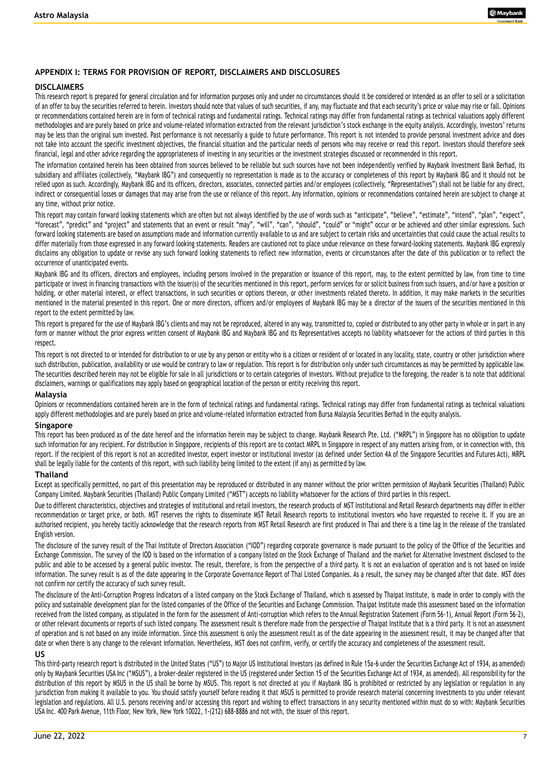## APPENDIX I: TERMS FOR PROVISION OF REPORT, DISCLAIMERS AND DISCLOSURES

### DISCLAIMERS

This research report is prepared for general circulation and for information purposes only and under no circumstances should it be considered or intended as an offer to sell or a solicitation of an offer to buy the securities referred to herein. Investors should note that values of such securities, if any, may fluctuate and that each security's price or value may rise or fall. Opinions or recommendations contained herein are in form of technical ratings and fundamental ratings. Technical ratings may differ from fundamental ratings as technical valuations apply different methodologies and are purely based on price and volume-related information extracted from the relevant jurisdiction's stock exchange in the equity analysis. Accordingly, investors' returns may be less than the original sum invested. Past performance is not necessarily a guide to future performance. This report is not intended to provide personal investment advice and does not take into account the specific investment objectives, the financial situation and the particular needs of persons who may receive or read this report. Investors should therefore seek financial, legal and other advice regarding the appropriateness of investing in any securities or the investment strategies discussed or recommended in this report.

The information contained herein has been obtained from sources believed to be reliable but such sources have not been independently verified by Maybank Investment Bank Berhad, its subsidiary and affiliates (collectively, "Maybank IBG") and consequently no representation is made as to the accuracy or completeness of this report by Maybank IBG and it should not be relied upon as such. Accordingly, Maybank IBG and its officers, directors, associates, connected parties and/or employees (collectively, "Representatives") shall not be liable for any direct, indirect or consequential losses or damages that may arise from the use or reliance of this report. Any information, opinions or recommendations contained herein are subject to change at any time, without prior notice.

This report may contain forward looking statements which are often but not always identified by the use of words such as "anticipate", "believe", "estimate", "intend", "plan", "expect", "forecast", "predict" and "project" and statements that an event or result "may", "will", "can", "should", "could" or "might" occur or be achieved and other similar expressions. Such forward looking statements are based on assumptions made and information currently available to us and are subject to certain risks and uncertainties that could cause the actual results to differ materially from those expressed in any forward looking statements. Readers are cautioned not to place undue relevance on these forward-looking statements. Maybank IBG expressly disclaims any obligation to update or revise any such forward looking statements to reflect new information, events or circumstances after the date of this publication or to reflect the occurrence of unanticipated events.

Maybank IBG and its officers, directors and employees, including persons involved in the preparation or issuance of this report, may, to the extent permitted by law, from time to time participate or invest in financing transactions with the issuer(s) of the securities mentioned in this report, perform services for or solicit business from such issuers, and/or have a position or holding, or other material interest, or effect transactions, in such securities or options thereon, or other investments related thereto. In addition, it may make markets in the securities mentioned in the material presented in this report. One or more directors, officers and/or employees of Maybank IBG may be a director of the issuers of the securities mentioned in this report to the extent permitted by law.

This report is prepared for the use of Maybank IBG's clients and may not be reproduced, altered in any way, transmitted to, copied or distributed to any other party in whole or in part in any form or manner without the prior express written consent of Maybank IBG and Maybank IBG and its Representatives accepts no liability whatsoever for the actions of third parties in this respect.

This report is not directed to or intended for distribution to or use by any person or entity who is a citizen or resident of or located in any locality, state, country or other jurisdiction where such distribution, publication, availability or use would be contrary to law or regulation. This report is for distribution only under such circumstances as may be permitted by applicable law. The securities described herein may not be eligible for sale in all jurisdictions or to certain categories of investors. Without prejudice to the foregoing, the reader is to note that additional disclaimers, warnings or qualifications may apply based on geographical location of the person or entity receiving this report.

### Malaysia

Opinions or recommendations contained herein are in the form of technical ratings and fundamental ratings. Technical ratings may differ from fundamental ratings as technical valuations apply different methodologies and are purely based on price and volume-related information extracted from Bursa Malaysia Securities Berhad in the equity analysis.

### Singapore

This report has been produced as of the date hereof and the information herein may be subject to change. Maybank Research Pte. Ltd. ("MRPL") in Singapore has no obligation to update such information for any recipient. For distribution in Singapore, recipients of this report are to contact MRPL in Singapore in respect of any matters arising from, or in connection with, this report. If the recipient of this report is not an accredited investor, expert investor or institutional investor (as defined under Section 4A of the Singapore Securities and Futures Act), MRPL shall be legally liable for the contents of this report, with such liability being limited to the extent (if any) as permitted by law.

### Thailand

Except as specifically permitted, no part of this presentation may be reproduced or distributed in any manner without the prior written permission of Maybank Securities (Thailand) Public Company Limited. Maybank Securities (Thailand) Public Company Limited ("MST") accepts no liability whatsoever for the actions of third parties in this respect.

Due to different characteristics, objectives and strategies of institutional and retail investors, the research products of MST Institutional and Retail Research departments may differ in either recommendation or target price, or both. MST reserves the rights to disseminate MST Retail Research reports to institutional investors who have requested to receive it. If you are an authorised recipient, you hereby tacitly acknowledge that the research reports from MST Retail Research are first produced in Thai and there is a time lag in the release of the translated English version.

The disclosure of the survey result of the Thai Institute of Directors Association ("IOD") regarding corporate governance is made pursuant to the policy of the Office of the Securities and Exchange Commission. The survey of the IOD is based on the information of a company listed on the Stock Exchange of Thailand and the market for Alternative Investment disclosed to the public and able to be accessed by a general public investor. The result, therefore, is from the perspective of a third party. It is not an evaluation of operation and is not based on inside information. The survey result is as of the date appearing in the Corporate Governance Report of Thai Listed Companies. As a result, the survey may be changed after that date. MST does not confirm nor certify the accuracy of such survey result.

The disclosure of the Anti-Corruption Progress Indicators of a listed company on the Stock Exchange of Thailand, which is assessed by Thaipat Institute, is made in order to comply with the policy and sustainable development plan for the listed companies of the Office of the Securities and Exchange Commission. Thaipat Institute made this assessment based on the information received from the listed company, as stipulated in the form for the assessment of Anti-corruption which refers to the Annual Registration Statement (Form 56-1), Annual Report (Form 56-2), or other relevant documents or reports of such listed company. The assessment result is therefore made from the perspective of Thaipat Institute that is a third party. It is not an assessment of operation and is not based on any inside information. Since this assessment is only the assessment result as of the date appearing in the assessment result, it may be changed after that date or when there is any change to the relevant information. Nevertheless, MST does not confirm, verify, or certify the accuracy and completeness of the assessment result.

### US

This third-party research report is distributed in the United States ("US") to Major US Institutional Investors (as defined in Rule 15a-6 under the Securities Exchange Act of 1934, as amended) only by Maybank Securities USA Inc ("MSUS"), a broker-dealer registered in the US (registered under Section 15 of the Securities Exchange Act of 1934, as amended). All responsibility for the distribution of this report by MSUS in the US shall be borne by MSUS. This report is not directed at you if Maybank IBG is prohibited or restricted by any legislation or regulation in any jurisdiction from making it available to you. You should satisfy yourself before reading it that MSUS is permitted to provide research material concerning investments to you under relevant legislation and regulations. All U.S. persons receiving and/or accessing this report and wishing to effect transactions in any security mentioned within must do so with: Maybank Securities USA Inc. 400 Park Avenue, 11th Floor, New York, New York 10022, 1-(212) 688-8886 and not with, the issuer of this report.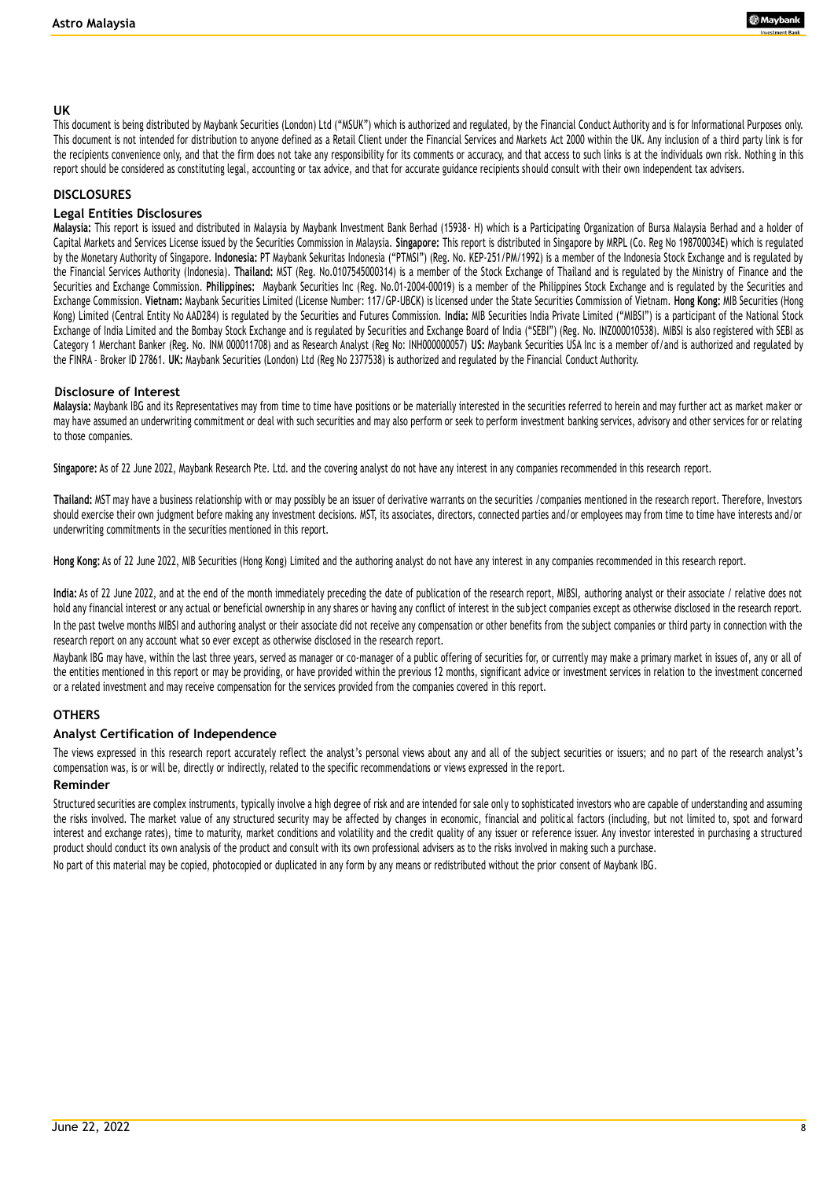### UK

This document is being distributed by Maybank Securities (London) Ltd ("MSUK") which is authorized and regulated, by the Financial Conduct Authority and is for Informational Purposes only. This document is not intended for distribution to anyone defined as a Retail Client under the Financial Services and Markets Act 2000 within the UK. Any inclusion of a third party link is for the recipients convenience only, and that the firm does not take any responsibility for its comments or accuracy, and that access to such links is at the individuals own risk. Nothing in this report should be considered as constituting legal, accounting or tax advice, and that for accurate guidance recipients should consult with their own independent tax advisers.

## DISCLOSURES

### Legal Entities Disclosures

**Malaysia:** This report is issued and distributed in Malaysia by Maybank Investment Bank Berhad (15938- H) which is a Participating Organization of Bursa Malaysia Berhad and a holder of Capital Markets and Services License issued by the Securities Commission in Malaysia. **Singapore:** This report is distributed in Singapore by MRPL (Co. Reg No 198700034E) which is regulated by the Monetary Authority of Singapore. **Indonesia:** PT Maybank Sekuritas Indonesia ("PTMSI") (Reg. No. KEP-251/PM/1992) is a member of the Indonesia Stock Exchange and is regulated by the Financial Services Authority (Indonesia). **Thailand:** MST (Reg. No.0107545000314) is a member of the Stock Exchange of Thailand and is regulated by the Ministry of Finance and the Securities and Exchange Commission. **Philippines:** Maybank Securities Inc (Reg. No.01-2004-00019) is a member of the Philippines Stock Exchange and is regulated by the Securities and Exchange Commission. **Vietnam:** Maybank Securities Limited (License Number: 117/GP-UBCK) is licensed under the State Securities Commission of Vietnam. **Hong Kong:** MIB Securities (Hong Kong) Limited (Central Entity No AAD284) is regulated by the Securities and Futures Commission. **India:** MIB Securities India Private Limited ("MIBSI") is a participant of the National Stock Exchange of India Limited and the Bombay Stock Exchange and is regulated by Securities and Exchange Board of India ("SEBI") (Reg. No. INZ000010538). MIBSI is also registered with SEBI as Category 1 Merchant Banker (Reg. No. INM 000011708) and as Research Analyst (Reg No: INH000000057) **US:** Maybank Securities USA Inc is a member of/and is authorized and regulated by the FINRA – Broker ID 27861. **UK:** Maybank Securities (London) Ltd (Reg No 2377538) is authorized and regulated by the Financial Conduct Authority.

### Disclosure of Interest

**Malaysia:** Maybank IBG and its Representatives may from time to time have positions or be materially interested in the securities referred to herein and may further act as market maker or may have assumed an underwriting commitment or deal with such securities and may also perform or seek to perform investment banking services, advisory and other services for or relating to those companies.

**Singapore:** As of 22 June 2022, Maybank Research Pte. Ltd. and the covering analyst do not have any interest in any companies recommended in this research report.

**Thailand:** MST may have a business relationship with or may possibly be an issuer of derivative warrants on the securities /companies mentioned in the research report. Therefore, Investors should exercise their own judgment before making any investment decisions. MST, its associates, directors, connected parties and/or employees may from time to time have interests and/or underwriting commitments in the securities mentioned in this report.

**Hong Kong:** As of 22 June 2022, MIB Securities (Hong Kong) Limited and the authoring analyst do not have any interest in any companies recommended in this research report.

**India:** As of 22 June 2022, and at the end of the month immediately preceding the date of publication of the research report, MIBSI, authoring analyst or their associate / relative does not hold any financial interest or any actual or beneficial ownership in any shares or having any conflict of interest in the subject companies except as otherwise disclosed in the research report. In the past twelve months MIBSI and authoring analyst or their associate did not receive any compensation or other benefits from the subject companies or third party in connection with the research report on any account what so ever except as otherwise disclosed in the research report.

Maybank IBG may have, within the last three years, served as manager or co-manager of a public offering of securities for, or currently may make a primary market in issues of, any or all of the entities mentioned in this report or may be providing, or have provided within the previous 12 months, significant advice or investment services in relation to the investment concerned or a related investment and may receive compensation for the services provided from the companies covered in this report.

## OTHERS

### Analyst Certification of Independence

The views expressed in this research report accurately reflect the analyst's personal views about any and all of the subject securities or issuers; and no part of the research analyst's compensation was, is or will be, directly or indirectly, related to the specific recommendations or views expressed in the report.

### Reminder

Structured securities are complex instruments, typically involve a high degree of risk and are intended for sale only to sophisticated investors who are capable of understanding and assuming the risks involved. The market value of any structured security may be affected by changes in economic, financial and political factors (including, but not limited to, spot and forward interest and exchange rates), time to maturity, market conditions and volatility and the credit quality of any issuer or reference issuer. Any investor interested in purchasing a structured product should conduct its own analysis of the product and consult with its own professional advisers as to the risks involved in making such a purchase.

No part of this material may be copied, photocopied or duplicated in any form by any means or redistributed without the prior consent of Maybank IBG.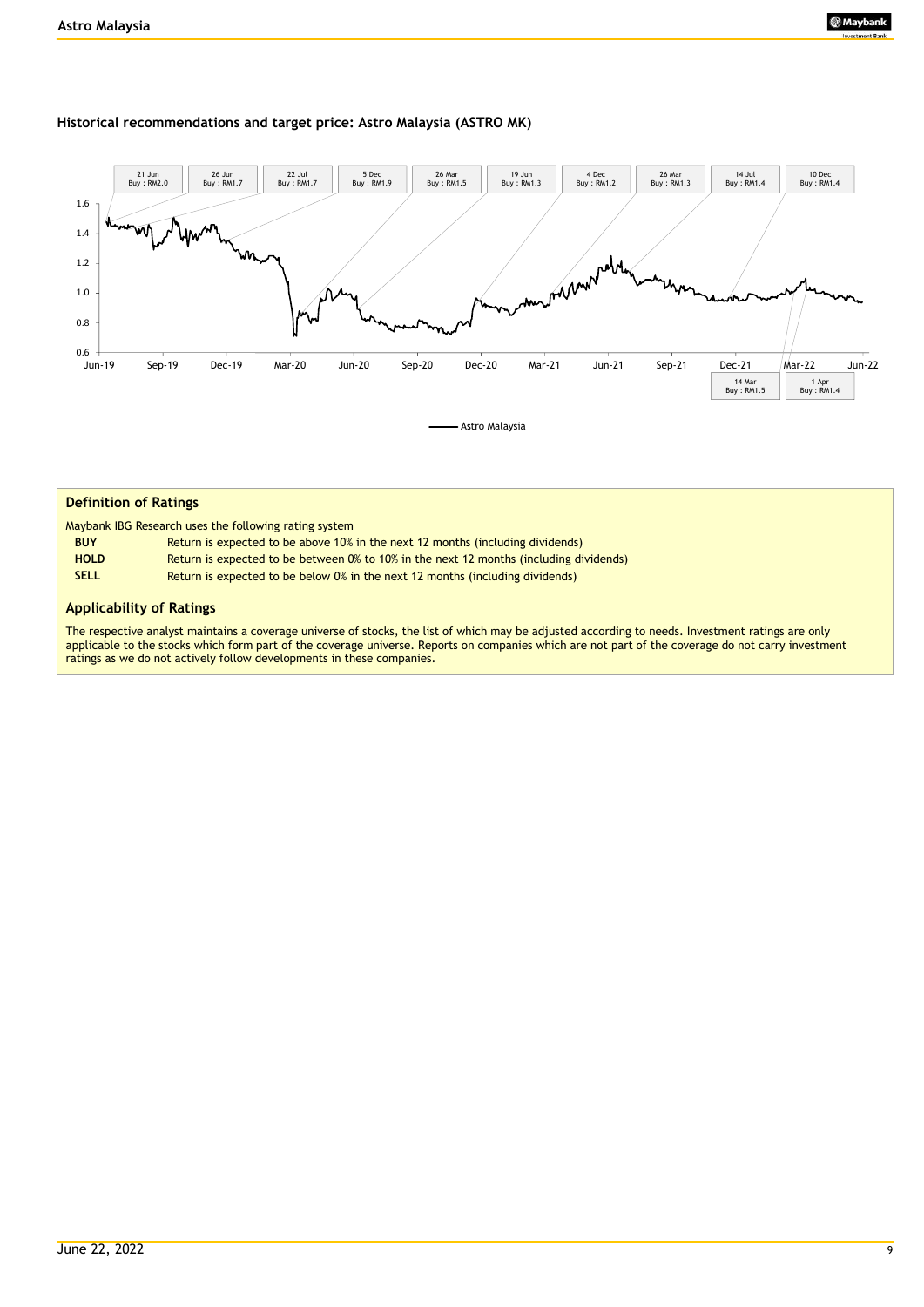### Historical recommendations and target price: Astro Malaysia (ASTRO MK)

21 Jun Buy : RM2.0 | 26 Jun Buy : RM1.7 | 22 Jul Buy : RM1.7 | 5 Dec Buy : RM1.9 | 26 Mar Buy : RM1.5 | 19 Jun Buy : RM1.3 | 4 Dec Buy : RM1.2 | 26 Mar Buy : RM1.3 | 14 Jul Buy : RM1.4 | 10 Dec Buy : RM1.4 | 14 Mar Buy : RM1.5 | 1 Apr Buy : RM1.4

Astro Malaysia

## Definition of Ratings

Maybank IBG Research uses the following rating system

| | |
|---|---|
| **BUY** | Return is expected to be above 10% in the next 12 months (including dividends) |
| **HOLD** | Return is expected to be between 0% to 10% in the next 12 months (including dividends) |
| **SELL** | Return is expected to be below 0% in the next 12 months (including dividends) |

## Applicability of Ratings

The respective analyst maintains a coverage universe of stocks, the list of which may be adjusted according to needs. Investment ratings are only applicable to the stocks which form part of the coverage universe. Reports on companies which are not part of the coverage do not carry investment ratings as we do not actively follow developments in these companies.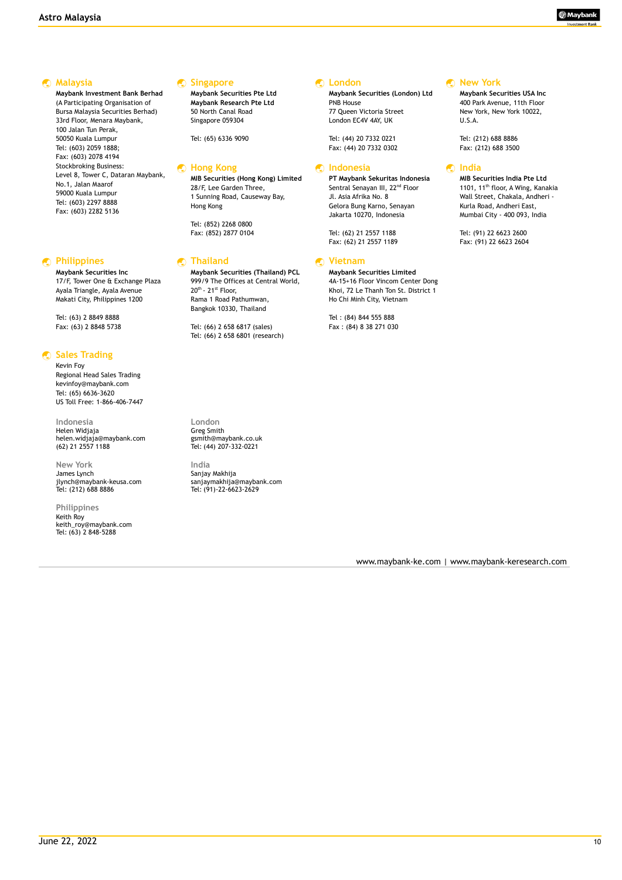## Malaysia

**Maybank Investment Bank Berhad**
(A Participating Organisation of Bursa Malaysia Securities Berhad)
33rd Floor, Menara Maybank,
100 Jalan Tun Perak,
50050 Kuala Lumpur
Tel: (603) 2059 1888;
Fax: (603) 2078 4194
Stockbroking Business:
Level 8, Tower C, Dataran Maybank,
No.1, Jalan Maarof
59000 Kuala Lumpur
Tel: (603) 2297 8888
Fax: (603) 2282 5136

## Singapore

**Maybank Securities Pte Ltd**
**Maybank Research Pte Ltd**
50 North Canal Road
Singapore 059304

Tel: (65) 6336 9090

## Hong Kong

**MIB Securities (Hong Kong) Limited**
28/F, Lee Garden Three,
1 Sunning Road, Causeway Bay,
Hong Kong

Tel: (852) 2268 0800
Fax: (852) 2877 0104

## London

**Maybank Securities (London) Ltd**
PNB House
77 Queen Victoria Street
London EC4V 4AY, UK

Tel: (44) 20 7332 0221
Fax: (44) 20 7332 0302

## Indonesia

**PT Maybank Sekuritas Indonesia**
Sentral Senayan III, 22nd Floor
Jl. Asia Afrika No. 8
Gelora Bung Karno, Senayan
Jakarta 10270, Indonesia

Tel: (62) 21 2557 1188
Fax: (62) 21 2557 1189

## New York

**Maybank Securities USA Inc**
400 Park Avenue, 11th Floor
New York, New York 10022,
U.S.A.

Tel: (212) 688 8886
Fax: (212) 688 3500

## India

**MIB Securities India Pte Ltd**
1101, 11th floor, A Wing, Kanakia
Wall Street, Chakala, Andheri -
Kurla Road, Andheri East,
Mumbai City - 400 093, India

Tel: (91) 22 6623 2600
Fax: (91) 22 6623 2604

## Philippines

**Maybank Securities Inc**
17/F, Tower One & Exchange Plaza
Ayala Triangle, Ayala Avenue
Makati City, Philippines 1200

Tel: (63) 2 8849 8888
Fax: (63) 2 8848 5738

## Thailand

**Maybank Securities (Thailand) PCL**
999/9 The Offices at Central World,
20th - 21st Floor,
Rama 1 Road Pathumwan,
Bangkok 10330, Thailand

Tel: (66) 2 658 6817 (sales)
Tel: (66) 2 658 6801 (research)

## Vietnam

**Maybank Securities Limited**
4A-15+16 Floor Vincom Center Dong
Khoi, 72 Le Thanh Ton St. District 1
Ho Chi Minh City, Vietnam

Tel : (84) 844 555 888
Fax : (84) 8 38 271 030

## Sales Trading

Kevin Foy
Regional Head Sales Trading
kevinfoy@maybank.com
Tel: (65) 6636-3620
US Toll Free: 1-866-406-7447

### Indonesia

Helen Widjaja
helen.widjaja@maybank.com
(62) 21 2557 1188

### New York

James Lynch
jlynch@maybank-keusa.com
Tel: (212) 688 8886

### Philippines

Keith Roy
keith_roy@maybank.com
Tel: (63) 2 848-5288

### London

Greg Smith
gsmith@maybank.co.uk
Tel: (44) 207-332-0221

### India

Sanjay Makhija
sanjaymakhija@maybank.com
Tel: (91)-22-6623-2629

www.maybank-ke.com | www.maybank-keresearch.com